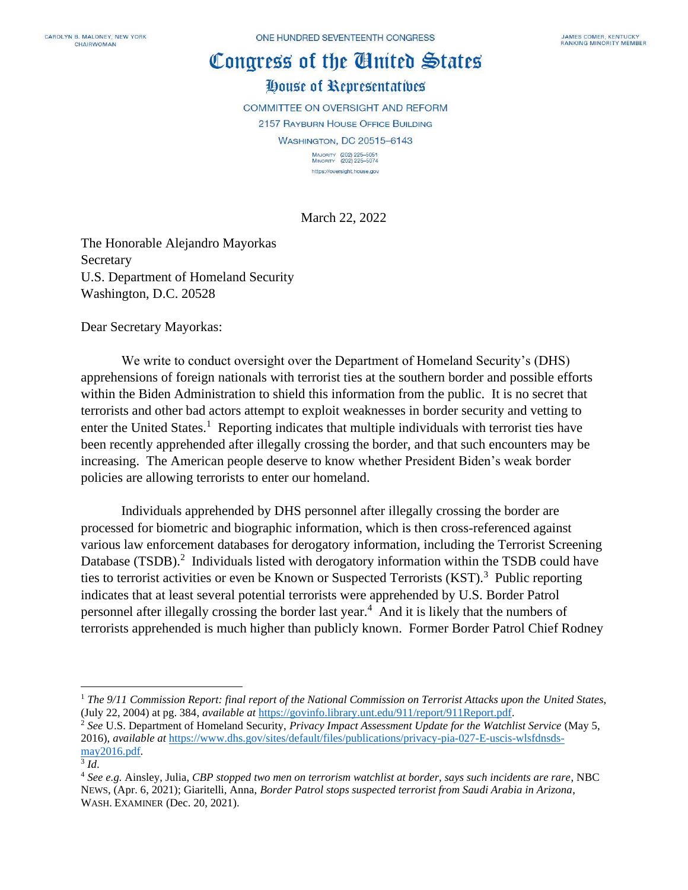CAROLYN B. MALONEY, NEW YORK
CHAIRWOMAN

ONE HUNDRED SEVENTEENTH CONGRESS

JAMES COMER, KENTUCKY
RANKING MINORITY MEMBER

# Congress of the United States

## House of Representatives

COMMITTEE ON OVERSIGHT AND REFORM
2157 RAYBURN HOUSE OFFICE BUILDING
WASHINGTON, DC 20515–6143

MAJORITY (202) 225–5051
MINORITY (202) 225–5074
https://oversight.house.gov

March 22, 2022

The Honorable Alejandro Mayorkas
Secretary
U.S. Department of Homeland Security
Washington, D.C. 20528

Dear Secretary Mayorkas:

We write to conduct oversight over the Department of Homeland Security's (DHS) apprehensions of foreign nationals with terrorist ties at the southern border and possible efforts within the Biden Administration to shield this information from the public. It is no secret that terrorists and other bad actors attempt to exploit weaknesses in border security and vetting to enter the United States.[1] Reporting indicates that multiple individuals with terrorist ties have been recently apprehended after illegally crossing the border, and that such encounters may be increasing. The American people deserve to know whether President Biden's weak border policies are allowing terrorists to enter our homeland.

Individuals apprehended by DHS personnel after illegally crossing the border are processed for biometric and biographic information, which is then cross-referenced against various law enforcement databases for derogatory information, including the Terrorist Screening Database (TSDB).[2] Individuals listed with derogatory information within the TSDB could have ties to terrorist activities or even be Known or Suspected Terrorists (KST).[3] Public reporting indicates that at least several potential terrorists were apprehended by U.S. Border Patrol personnel after illegally crossing the border last year.[4] And it is likely that the numbers of terrorists apprehended is much higher than publicly known. Former Border Patrol Chief Rodney

---

[1] *The 9/11 Commission Report: final report of the National Commission on Terrorist Attacks upon the United States*, (July 22, 2004) at pg. 384, *available at* https://govinfo.library.unt.edu/911/report/911Report.pdf.

[2] *See* U.S. Department of Homeland Security, *Privacy Impact Assessment Update for the Watchlist Service* (May 5, 2016), *available at* https://www.dhs.gov/sites/default/files/publications/privacy-pia-027-E-uscis-wlsfdnsds-may2016.pdf.

[3] *Id*.

[4] *See e.g.* Ainsley, Julia, *CBP stopped two men on terrorism watchlist at border, says such incidents are rare*, NBC NEWS, (Apr. 6, 2021); Giaritelli, Anna, *Border Patrol stops suspected terrorist from Saudi Arabia in Arizona*, WASH. EXAMINER (Dec. 20, 2021).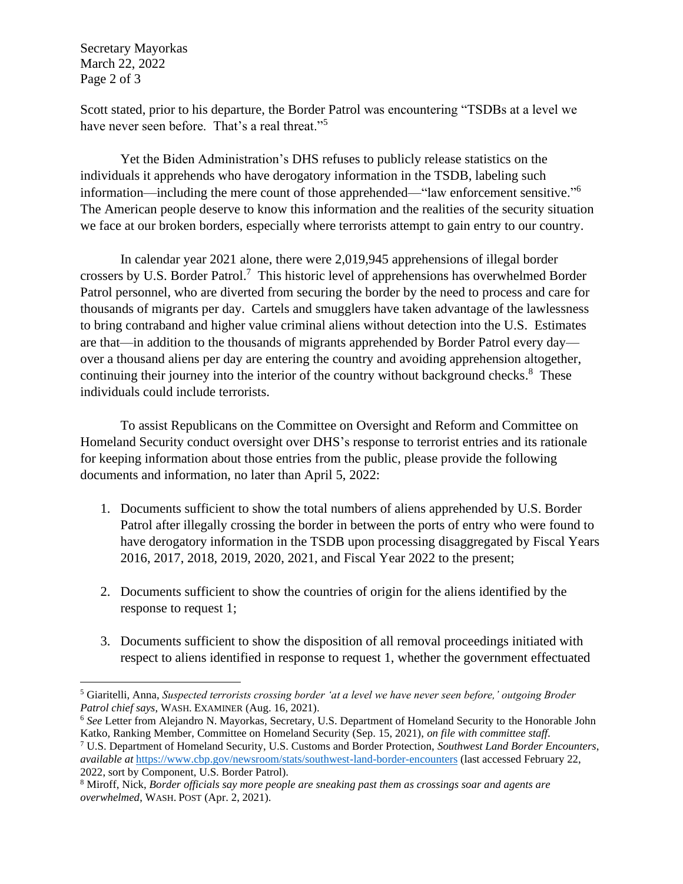Scott stated, prior to his departure, the Border Patrol was encountering "TSDBs at a level we have never seen before. That's a real threat."[5]

Yet the Biden Administration's DHS refuses to publicly release statistics on the individuals it apprehends who have derogatory information in the TSDB, labeling such information—including the mere count of those apprehended—"law enforcement sensitive."[6] The American people deserve to know this information and the realities of the security situation we face at our broken borders, especially where terrorists attempt to gain entry to our country.

In calendar year 2021 alone, there were 2,019,945 apprehensions of illegal border crossers by U.S. Border Patrol.[7] This historic level of apprehensions has overwhelmed Border Patrol personnel, who are diverted from securing the border by the need to process and care for thousands of migrants per day. Cartels and smugglers have taken advantage of the lawlessness to bring contraband and higher value criminal aliens without detection into the U.S. Estimates are that—in addition to the thousands of migrants apprehended by Border Patrol every day—over a thousand aliens per day are entering the country and avoiding apprehension altogether, continuing their journey into the interior of the country without background checks.[8] These individuals could include terrorists.

To assist Republicans on the Committee on Oversight and Reform and Committee on Homeland Security conduct oversight over DHS's response to terrorist entries and its rationale for keeping information about those entries from the public, please provide the following documents and information, no later than April 5, 2022:

1. Documents sufficient to show the total numbers of aliens apprehended by U.S. Border Patrol after illegally crossing the border in between the ports of entry who were found to have derogatory information in the TSDB upon processing disaggregated by Fiscal Years 2016, 2017, 2018, 2019, 2020, 2021, and Fiscal Year 2022 to the present;

2. Documents sufficient to show the countries of origin for the aliens identified by the response to request 1;

3. Documents sufficient to show the disposition of all removal proceedings initiated with respect to aliens identified in response to request 1, whether the government effectuated

---

[5] Giaritelli, Anna, *Suspected terrorists crossing border 'at a level we have never seen before,' outgoing Broder Patrol chief says*, WASH. EXAMINER (Aug. 16, 2021).

[6] *See* Letter from Alejandro N. Mayorkas, Secretary, U.S. Department of Homeland Security to the Honorable John Katko, Ranking Member, Committee on Homeland Security (Sep. 15, 2021), *on file with committee staff*.

[7] U.S. Department of Homeland Security, U.S. Customs and Border Protection, *Southwest Land Border Encounters*, *available at* https://www.cbp.gov/newsroom/stats/southwest-land-border-encounters (last accessed February 22, 2022, sort by Component, U.S. Border Patrol).

[8] Miroff, Nick, *Border officials say more people are sneaking past them as crossings soar and agents are overwhelmed*, WASH. POST (Apr. 2, 2021).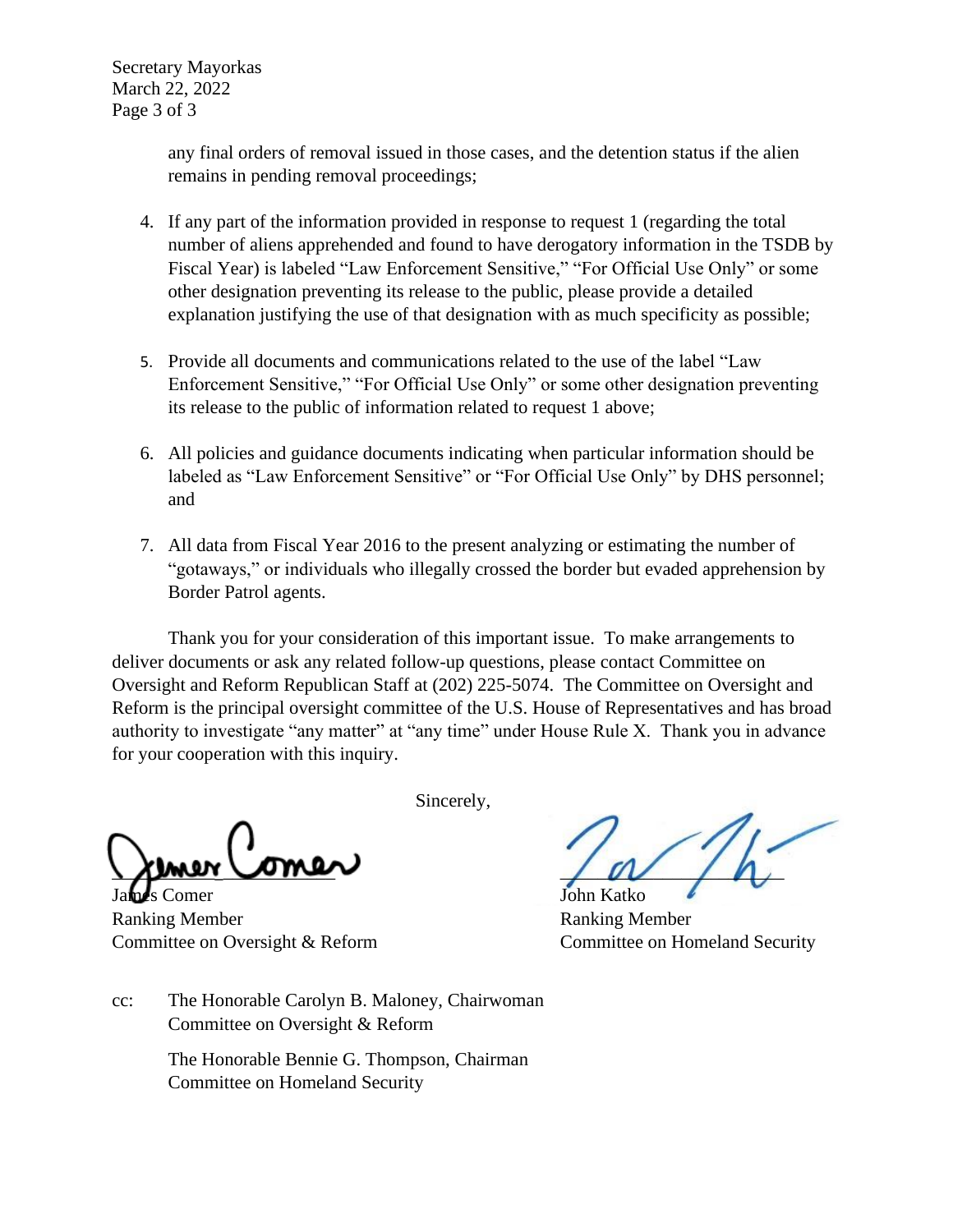any final orders of removal issued in those cases, and the detention status if the alien remains in pending removal proceedings;

4. If any part of the information provided in response to request 1 (regarding the total number of aliens apprehended and found to have derogatory information in the TSDB by Fiscal Year) is labeled "Law Enforcement Sensitive," "For Official Use Only" or some other designation preventing its release to the public, please provide a detailed explanation justifying the use of that designation with as much specificity as possible;

5. Provide all documents and communications related to the use of the label "Law Enforcement Sensitive," "For Official Use Only" or some other designation preventing its release to the public of information related to request 1 above;

6. All policies and guidance documents indicating when particular information should be labeled as "Law Enforcement Sensitive" or "For Official Use Only" by DHS personnel; and

7. All data from Fiscal Year 2016 to the present analyzing or estimating the number of "gotaways," or individuals who illegally crossed the border but evaded apprehension by Border Patrol agents.

Thank you for your consideration of this important issue. To make arrangements to deliver documents or ask any related follow-up questions, please contact Committee on Oversight and Reform Republican Staff at (202) 225-5074. The Committee on Oversight and Reform is the principal oversight committee of the U.S. House of Representatives and has broad authority to investigate "any matter" at "any time" under House Rule X. Thank you in advance for your cooperation with this inquiry.

Sincerely,

James Comer
Ranking Member
Committee on Oversight & Reform

John Katko
Ranking Member
Committee on Homeland Security

cc: The Honorable Carolyn B. Maloney, Chairwoman
Committee on Oversight & Reform

The Honorable Bennie G. Thompson, Chairman
Committee on Homeland Security